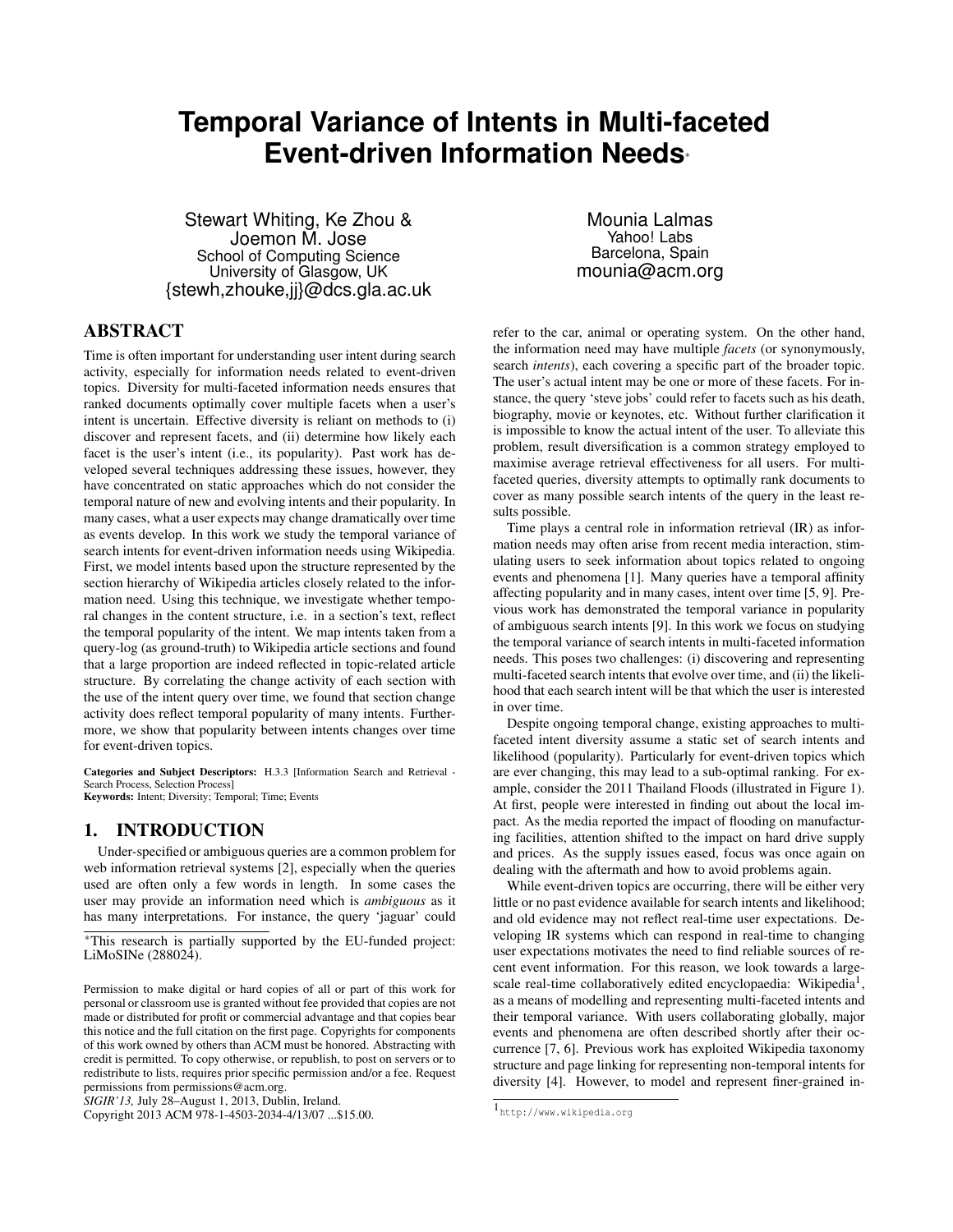# Temporal Variance of Intents in Multi-faceted Event-driven Information Needs*

Stewart Whiting, Ke Zhou & Joemon M. Jose
School of Computing Science
University of Glasgow, UK
{stewh,zhouke,jj}@dcs.gla.ac.uk

Mounia Lalmas
Yahoo! Labs
Barcelona, Spain
mounia@acm.org

## ABSTRACT

Time is often important for understanding user intent during search activity, especially for information needs related to event-driven topics. Diversity for multi-faceted information needs ensures that ranked documents optimally cover multiple facets when a user's intent is uncertain. Effective diversity is reliant on methods to (i) discover and represent facets, and (ii) determine how likely each facet is the user's intent (i.e., its popularity). Past work has developed several techniques addressing these issues, however, they have concentrated on static approaches which do not consider the temporal nature of new and evolving intents and their popularity. In many cases, what a user expects may change dramatically over time as events develop. In this work we study the temporal variance of search intents for event-driven information needs using Wikipedia. First, we model intents based upon the structure represented by the section hierarchy of Wikipedia articles closely related to the information need. Using this technique, we investigate whether temporal changes in the content structure, i.e. in a section's text, reflect the temporal popularity of the intent. We map intents taken from a query-log (as ground-truth) to Wikipedia article sections and found that a large proportion are indeed reflected in topic-related article structure. By correlating the change activity of each section with the use of the intent query over time, we found that section change activity does reflect temporal popularity of many intents. Furthermore, we show that popularity between intents changes over time for event-driven topics.

**Categories and Subject Descriptors:** H.3.3 [Information Search and Retrieval - Search Process, Selection Process]
**Keywords:** Intent; Diversity; Temporal; Time; Events

## 1. INTRODUCTION

Under-specified or ambiguous queries are a common problem for web information retrieval systems [2], especially when the queries used are often only a few words in length. In some cases the user may provide an information need which is *ambiguous* as it has many interpretations. For instance, the query 'jaguar' could refer to the car, animal or operating system. On the other hand, the information need may have multiple *facets* (or synonymously, search *intents*), each covering a specific part of the broader topic. The user's actual intent may be one or more of these facets. For instance, the query 'steve jobs' could refer to facets such as his death, biography, movie or keynotes, etc. Without further clarification it is impossible to know the actual intent of the user. To alleviate this problem, result diversification is a common strategy employed to maximise average retrieval effectiveness for all users. For multi-faceted queries, diversity attempts to optimally rank documents to cover as many possible search intents of the query in the least results possible.

Time plays a central role in information retrieval (IR) as information needs may often arise from recent media interaction, stimulating users to seek information about topics related to ongoing events and phenomena [1]. Many queries have a temporal affinity affecting popularity and in many cases, intent over time [5, 9]. Previous work has demonstrated the temporal variance in popularity of ambiguous search intents [9]. In this work we focus on studying the temporal variance of search intents in multi-faceted information needs. This poses two challenges: (i) discovering and representing multi-faceted search intents that evolve over time, and (ii) the likelihood that each search intent will be that which the user is interested in over time.

Despite ongoing temporal change, existing approaches to multi-faceted intent diversity assume a static set of search intents and likelihood (popularity). Particularly for event-driven topics which are ever changing, this may lead to a sub-optimal ranking. For example, consider the 2011 Thailand Floods (illustrated in Figure 1). At first, people were interested in finding out about the local impact. As the media reported the impact of flooding on manufacturing facilities, attention shifted to the impact on hard drive supply and prices. As the supply issues eased, focus was once again on dealing with the aftermath and how to avoid problems again.

While event-driven topics are occurring, there will be either very little or no past evidence available for search intents and likelihood; and old evidence may not reflect real-time user expectations. Developing IR systems which can respond in real-time to changing user expectations motivates the need to find reliable sources of recent event information. For this reason, we look towards a large-scale real-time collaboratively edited encyclopaedia: Wikipedia[1], as a means of modelling and representing multi-faceted intents and their temporal variance. With users collaborating globally, major events and phenomena are often described shortly after their occurrence [7, 6]. Previous work has exploited Wikipedia taxonomy structure and page linking for representing non-temporal intents for diversity [4]. However, to model and represent finer-grained in-

*This research is partially supported by the EU-funded project: LiMoSINe (288024).

Permission to make digital or hard copies of all or part of this work for personal or classroom use is granted without fee provided that copies are not made or distributed for profit or commercial advantage and that copies bear this notice and the full citation on the first page. Copyrights for components of this work owned by others than ACM must be honored. Abstracting with credit is permitted. To copy otherwise, or republish, to post on servers or to redistribute to lists, requires prior specific permission and/or a fee. Request permissions from permissions@acm.org.
*SIGIR'13,* July 28–August 1, 2013, Dublin, Ireland.
Copyright 2013 ACM 978-1-4503-2034-4/13/07 ...$15.00.

[1] http://www.wikipedia.org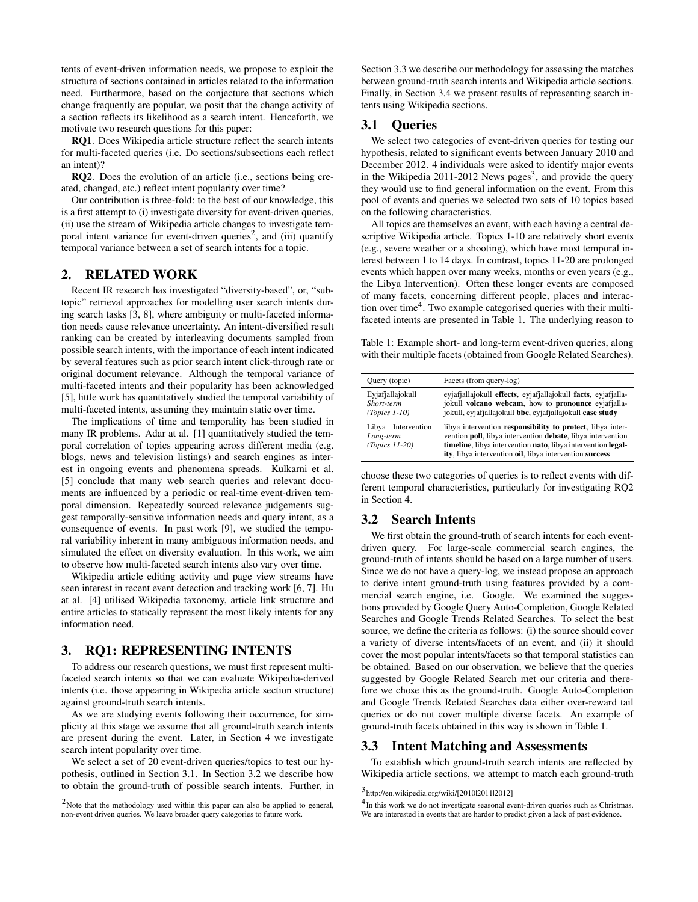tents of event-driven information needs, we propose to exploit the structure of sections contained in articles related to the information need. Furthermore, based on the conjecture that sections which change frequently are popular, we posit that the change activity of a section reflects its likelihood as a search intent. Henceforth, we motivate two research questions for this paper:

**RQ1**. Does Wikipedia article structure reflect the search intents for multi-faceted queries (i.e. Do sections/subsections each reflect an intent)?

**RQ2**. Does the evolution of an article (i.e., sections being created, changed, etc.) reflect intent popularity over time?

Our contribution is three-fold: to the best of our knowledge, this is a first attempt to (i) investigate diversity for event-driven queries, (ii) use the stream of Wikipedia article changes to investigate temporal intent variance for event-driven queries[2], and (iii) quantify temporal variance between a set of search intents for a topic.

## 2. RELATED WORK

Recent IR research has investigated "diversity-based", or, "subtopic" retrieval approaches for modelling user search intents during search tasks [3, 8], where ambiguity or multi-faceted information needs cause relevance uncertainty. An intent-diversified result ranking can be created by interleaving documents sampled from possible search intents, with the importance of each intent indicated by several features such as prior search intent click-through rate or original document relevance. Although the temporal variance of multi-faceted intents and their popularity has been acknowledged [5], little work has quantitatively studied the temporal variability of multi-faceted intents, assuming they maintain static over time.

The implications of time and temporality has been studied in many IR problems. Adar at al. [1] quantitatively studied the temporal correlation of topics appearing across different media (e.g. blogs, news and television listings) and search engines as interest in ongoing events and phenomena spreads. Kulkarni et al. [5] conclude that many web search queries and relevant documents are influenced by a periodic or real-time event-driven temporal dimension. Repeatedly sourced relevance judgements suggest temporally-sensitive information needs and query intent, as a consequence of events. In past work [9], we studied the temporal variability inherent in many ambiguous information needs, and simulated the effect on diversity evaluation. In this work, we aim to observe how multi-faceted search intents also vary over time.

Wikipedia article editing activity and page view streams have seen interest in recent event detection and tracking work [6, 7]. Hu at al. [4] utilised Wikipedia taxonomy, article link structure and entire articles to statically represent the most likely intents for any information need.

## 3. RQ1: REPRESENTING INTENTS

To address our research questions, we must first represent multi-faceted search intents so that we can evaluate Wikipedia-derived intents (i.e. those appearing in Wikipedia article section structure) against ground-truth search intents.

As we are studying events following their occurrence, for simplicity at this stage we assume that all ground-truth search intents are present during the event. Later, in Section 4 we investigate search intent popularity over time.

We select a set of 20 event-driven queries/topics to test our hypothesis, outlined in Section 3.1. In Section 3.2 we describe how to obtain the ground-truth of possible search intents. Further, in Section 3.3 we describe our methodology for assessing the matches between ground-truth search intents and Wikipedia article sections. Finally, in Section 3.4 we present results of representing search intents using Wikipedia sections.

[2]Note that the methodology used within this paper can also be applied to general, non-event driven queries. We leave broader query categories to future work.

### 3.1 Queries

We select two categories of event-driven queries for testing our hypothesis, related to significant events between January 2010 and December 2012. 4 individuals were asked to identify major events in the Wikipedia 2011-2012 News pages[3], and provide the query they would use to find general information on the event. From this pool of events and queries we selected two sets of 10 topics based on the following characteristics.

All topics are themselves an event, with each having a central descriptive Wikipedia article. Topics 1-10 are relatively short events (e.g., severe weather or a shooting), which have most temporal interest between 1 to 14 days. In contrast, topics 11-20 are prolonged events which happen over many weeks, months or even years (e.g., the Libya Intervention). Often these longer events are composed of many facets, concerning different people, places and interaction over time[4]. Two example categorised queries with their multi-faceted intents are presented in Table 1. The underlying reason to choose these two categories of queries is to reflect events with different temporal characteristics, particularly for investigating RQ2 in Section 4.

Table 1: Example short- and long-term event-driven queries, along with their multiple facets (obtained from Google Related Searches).

| Query (topic) | Facets (from query-log) |
|---|---|
| Eyjafjallajokull *Short-term* *(Topics 1-10)* | eyjafjallajokull **effects**, Eyjafjallajokull **facts**, eyjafjallajokull **volcano webcam**, how to **pronounce** eyjafjallajokull, eyjafjallajokull **bbc**, eyjafjallajokull **case study** |
| Libya Intervention *Long-term* *(Topics 11-20)* | libya intervention **responsibility to protect**, libya intervention **poll**, libya intervention **debate**, libya intervention **timeline**, libya intervention **nato**, libya intervention **legality**, libya intervention **oil**, libya intervention **success** |

### 3.2 Search Intents

We first obtain the ground-truth of search intents for each event-driven query. For large-scale commercial search engines, the ground-truth of intents should be based on a large number of users. Since we do not have a query-log, we instead propose an approach to derive intent ground-truth using features provided by a commercial search engine, i.e. Google. We examined the suggestions provided by Google Query Auto-Completion, Google Related Searches and Google Trends Related Searches. To select the best source, we define the criteria as follows: (i) the source should cover a variety of diverse intents/facets of an event, and (ii) it should cover the most popular intents/facets so that temporal statistics can be obtained. Based on our observation, we believe that the queries suggested by Google Related Search met our criteria and therefore we chose this as the ground-truth. Google Auto-Completion and Google Trends Related Searches data either over-reward tail queries or do not cover multiple diverse facets. An example of ground-truth facets obtained in this way is shown in Table 1.

### 3.3 Intent Matching and Assessments

To establish which ground-truth search intents are reflected by Wikipedia article sections, we attempt to match each ground-truth

[3]http://en.wikipedia.org/wiki/[2010|2011|2012]

[4]In this work we do not investigate seasonal event-driven queries such as Christmas. We are interested in events that are harder to predict given a lack of past evidence.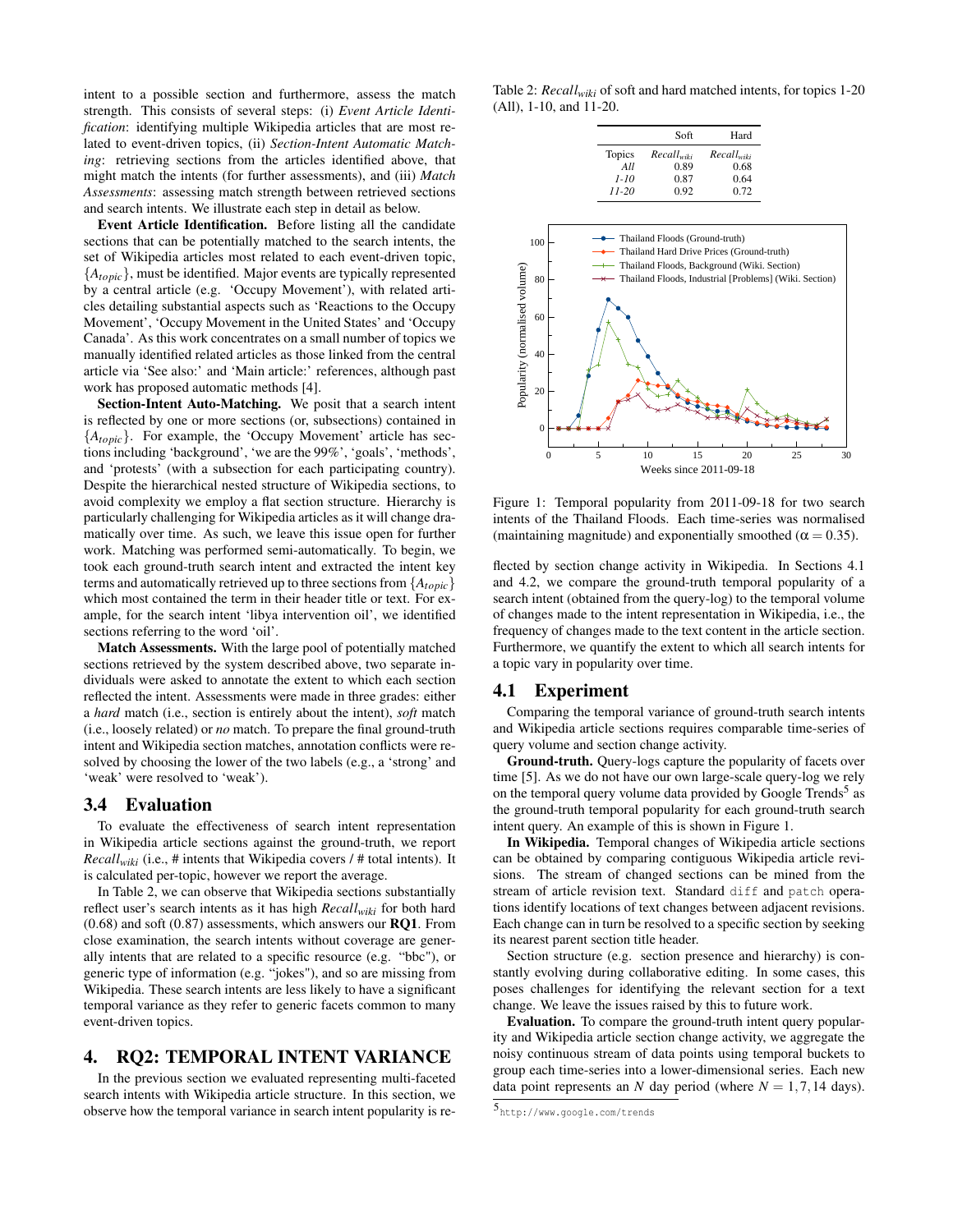intent to a possible section and furthermore, assess the match strength. This consists of several steps: (i) *Event Article Identification*: identifying multiple Wikipedia articles that are most related to event-driven topics, (ii) *Section-Intent Automatic Matching*: retrieving sections from the articles identified above, that might match the intents (for further assessments), and (iii) *Match Assessments*: assessing match strength between retrieved sections and search intents. We illustrate each step in detail as below.

**Event Article Identification.** Before listing all the candidate sections that can be potentially matched to the search intents, the set of Wikipedia articles most related to each event-driven topic, $\{A_{topic}\}$, must be identified. Major events are typically represented by a central article (e.g. 'Occupy Movement'), with related articles detailing substantial aspects such as 'Reactions to the Occupy Movement', 'Occupy Movement in the United States' and 'Occupy Canada'. As this work concentrates on a small number of topics we manually identified related articles as those linked from the central article via 'See also:' and 'Main article:' references, although past work has proposed automatic methods [4].

**Section-Intent Auto-Matching.** We posit that a search intent is reflected by one or more sections (or, subsections) contained in $\{A_{topic}\}$. For example, the 'Occupy Movement' article has sections including 'background', 'we are the 99%', 'goals', 'methods', and 'protests' (with a subsection for each participating country). Despite the hierarchical nested structure of Wikipedia sections, to avoid complexity we employ a flat section structure. Hierarchy is particularly challenging for Wikipedia articles as it will change dramatically over time. As such, we leave this issue open for further work. Matching was performed semi-automatically. To begin, we took each ground-truth search intent and extracted the intent key terms and automatically retrieved up to three sections from $\{A_{topic}\}$ which most contained the term in their header title or text. For example, for the search intent 'libya intervention oil', we identified sections referring to the word 'oil'.

**Match Assessments.** With the large pool of potentially matched sections retrieved by the system described above, two separate individuals were asked to annotate the extent to which each section reflected the intent. Assessments were made in three grades: either a *hard* match (i.e., section is entirely about the intent), *soft* match (i.e., loosely related) or *no* match. To prepare the final ground-truth intent and Wikipedia section matches, annotation conflicts were resolved by choosing the lower of the two labels (e.g., a 'strong' and 'weak' were resolved to 'weak').

### 3.4 Evaluation

To evaluate the effectiveness of search intent representation in Wikipedia article sections against the ground-truth, we report $Recall_{wiki}$ (i.e., # intents that Wikipedia covers / # total intents). It is calculated per-topic, however we report the average.

In Table 2, we can observe that Wikipedia sections substantially reflect user's search intents as it has high $Recall_{wiki}$ for both hard (0.68) and soft (0.87) assessments, which answers our **RQ1**. From close examination, the search intents without coverage are generally intents that are related to a specific resource (e.g. "bbc"), or generic type of information (e.g. "jokes"), and so are missing from Wikipedia. These search intents are less likely to have a significant temporal variance as they refer to generic facets common to many event-driven topics.

## 4. RQ2: TEMPORAL INTENT VARIANCE

In the previous section we evaluated representing multi-faceted search intents with Wikipedia article structure. In this section, we observe how the temporal variance in search intent popularity is reflected by section change activity in Wikipedia. In Sections 4.1 and 4.2, we compare the ground-truth temporal popularity of a search intent (obtained from the query-log) to the temporal volume of changes made to the intent representation in Wikipedia, i.e., the frequency of changes made to the text content in the article section. Furthermore, we quantify the extent to which all search intents for a topic vary in popularity over time.

Table 2: $Recall_{wiki}$ of soft and hard matched intents, for topics 1-20 (All), 1-10, and 11-20.

| Topics | Soft $Recall_{wiki}$ | Hard $Recall_{wiki}$ |
|---|---|---|
| *All* | 0.89 | 0.68 |
| *1-10* | 0.87 | 0.64 |
| *11-20* | 0.92 | 0.72 |

Figure 1: Temporal popularity from 2011-09-18 for two search intents of the Thailand Floods. Each time-series was normalised (maintaining magnitude) and exponentially smoothed ($\alpha = 0.35$).

### 4.1 Experiment

Comparing the temporal variance of ground-truth search intents and Wikipedia article sections requires comparable time-series of query volume and section change activity.

**Ground-truth.** Query-logs capture the popularity of facets over time [5]. As we do not have our own large-scale query-log we rely on the temporal query volume data provided by Google Trends[5] as the ground-truth temporal popularity for each ground-truth search intent query. An example of this is shown in Figure 1.

**In Wikipedia.** Temporal changes of Wikipedia article sections can be obtained by comparing contiguous Wikipedia article revisions. The stream of changed sections can be mined from the stream of article revision text. Standard `diff` and `patch` operations identify locations of text changes between adjacent revisions. Each change can in turn be resolved to a specific section by seeking its nearest parent section title header.

Section structure (e.g. section presence and hierarchy) is constantly evolving during collaborative editing. In some cases, this poses challenges for identifying the relevant section for a text change. We leave the issues raised by this to future work.

**Evaluation.** To compare the ground-truth intent query popularity and Wikipedia article section change activity, we aggregate the noisy continuous stream of data points using temporal buckets to group each time-series into a lower-dimensional series. Each new data point represents an $N$ day period (where $N = 1, 7, 14$ days).

[5] http://www.google.com/trends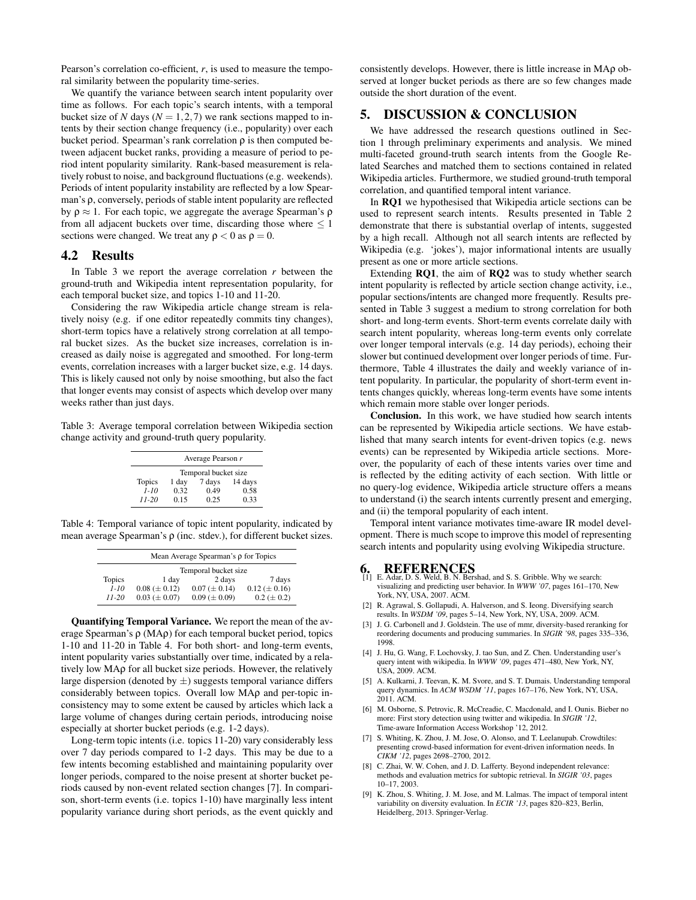Pearson's correlation co-efficient, $r$, is used to measure the temporal similarity between the popularity time-series.

We quantify the variance between search intent popularity over time as follows. For each topic's search intents, with a temporal bucket size of $N$ days ($N = 1, 2, 7$) we rank sections mapped to intents by their section change frequency (i.e., popularity) over each bucket period. Spearman's rank correlation $\rho$ is then computed between adjacent bucket ranks, providing a measure of period to period intent popularity similarity. Rank-based measurement is relatively robust to noise, and background fluctuations (e.g. weekends). Periods of intent popularity instability are reflected by a low Spearman's $\rho$, conversely, periods of stable intent popularity are reflected by $\rho \approx 1$. For each topic, we aggregate the average Spearman's $\rho$ from all adjacent buckets over time, discarding those where $\leq 1$ sections were changed. We treat any $\rho < 0$ as $\rho = 0$.

## 4.2 Results

In Table 3 we report the average correlation $r$ between the ground-truth and Wikipedia intent representation popularity, for each temporal bucket size, and topics 1-10 and 11-20.

Considering the raw Wikipedia article change stream is relatively noisy (e.g. if one editor repeatedly commits tiny changes), short-term topics have a relatively strong correlation at all temporal bucket sizes. As the bucket size increases, correlation is increased as daily noise is aggregated and smoothed. For long-term events, correlation increases with a larger bucket size, e.g. 14 days. This is likely caused not only by noise smoothing, but also the fact that longer events may consist of aspects which develop over many weeks rather than just days.

Table 3: Average temporal correlation between Wikipedia section change activity and ground-truth query popularity.

| | Average Pearson $r$ | | |
|---|---|---|---|
| | Temporal bucket size | | |
| Topics | 1 day | 7 days | 14 days |
| *1-10* | 0.32 | 0.49 | 0.58 |
| *11-20* | 0.15 | 0.25 | 0.33 |

Table 4: Temporal variance of topic intent popularity, indicated by mean average Spearman's $\rho$ (inc. stdev.), for different bucket sizes.

| | Mean Average Spearman's $\rho$ for Topics | | |
|---|---|---|---|
| | Temporal bucket size | | |
| Topics | 1 day | 2 days | 7 days |
| *1-10* | 0.08 ($\pm$ 0.12) | 0.07 ($\pm$ 0.14) | 0.12 ($\pm$ 0.16) |
| *11-20* | 0.03 ($\pm$ 0.07) | 0.09 ($\pm$ 0.09) | 0.2 ($\pm$ 0.2) |

**Quantifying Temporal Variance.** We report the mean of the average Spearman's $\rho$ (MA$\rho$) for each temporal bucket period, topics 1-10 and 11-20 in Table 4. For both short- and long-term events, intent popularity varies substantially over time, indicated by a relatively low MA$\rho$ for all bucket size periods. However, the relatively large dispersion (denoted by $\pm$) suggests temporal variance differs considerably between topics. Overall low MA$\rho$ and per-topic inconsistency may to some extent be caused by articles which lack a large volume of changes during certain periods, introducing noise especially at shorter bucket periods (e.g. 1-2 days).

Long-term topic intents (i.e. topics 11-20) vary considerably less over 7 day periods compared to 1-2 days. This may be due to a few intents becoming established and maintaining popularity over longer periods, compared to the noise present at shorter bucket periods caused by non-event related section changes [7]. In comparison, short-term events (i.e. topics 1-10) have marginally less intent popularity variance during short periods, as the event quickly and consistently develops. However, there is little increase in MA$\rho$ observed at longer bucket periods as there are so few changes made outside the short duration of the event.

# 5. DISCUSSION & CONCLUSION

We have addressed the research questions outlined in Section 1 through preliminary experiments and analysis. We mined multi-faceted ground-truth search intents from the Google Related Searches and matched them to sections contained in related Wikipedia articles. Furthermore, we studied ground-truth temporal correlation, and quantified temporal intent variance.

In **RQ1** we hypothesised that Wikipedia article sections can be used to represent search intents. Results presented in Table 2 demonstrate that there is substantial overlap of intents, suggested by a high recall. Although not all search intents are reflected by Wikipedia (e.g. 'jokes'), major informational intents are usually present as one or more article sections.

Extending **RQ1**, the aim of **RQ2** was to study whether search intent popularity is reflected by article section change activity, i.e., popular sections/intents are changed more frequently. Results presented in Table 3 suggest a medium to strong correlation for both short- and long-term events. Short-term events correlate daily with search intent popularity, whereas long-term events only correlate over longer temporal intervals (e.g. 14 day periods), echoing their slower but continued development over longer periods of time. Furthermore, Table 4 illustrates the daily and weekly variance of intent popularity. In particular, the popularity of short-term event intents changes quickly, whereas long-term events have some intents which remain more stable over longer periods.

**Conclusion.** In this work, we have studied how search intents can be represented by Wikipedia article sections. We have established that many search intents for event-driven topics (e.g. news events) can be represented by Wikipedia article sections. Moreover, the popularity of each of these intents varies over time and is reflected by the editing activity of each section. With little or no query-log evidence, Wikipedia article structure offers a means to understand (i) the search intents currently present and emerging, and (ii) the temporal popularity of each intent.

Temporal intent variance motivates time-aware IR model development. There is much scope to improve this model of representing search intents and popularity using evolving Wikipedia structure.

# 6. REFERENCES

[1] E. Adar, D. S. Weld, B. N. Bershad, and S. S. Gribble. Why we search: visualizing and predicting user behavior. In *WWW '07*, pages 161–170, New York, NY, USA, 2007. ACM.

[2] R. Agrawal, S. Gollapudi, A. Halverson, and S. Ieong. Diversifying search results. In *WSDM '09*, pages 5–14, New York, NY, USA, 2009. ACM.

[3] J. G. Carbonell and J. Goldstein. The use of mmr, diversity-based reranking for reordering documents and producing summaries. In *SIGIR '98*, pages 335–336, 1998.

[4] J. Hu, G. Wang, F. Lochovsky, J. tao Sun, and Z. Chen. Understanding user's query intent with wikipedia. In *WWW '09*, pages 471–480, New York, NY, USA, 2009. ACM.

[5] A. Kulkarni, J. Teevan, K. M. Svore, and S. T. Dumais. Understanding temporal query dynamics. In *ACM WSDM '11*, pages 167–176, New York, NY, USA, 2011. ACM.

[6] M. Osborne, S. Petrovic, R. McCreadie, C. Macdonald, and I. Ounis. Bieber no more: First story detection using twitter and wikipedia. In *SIGIR '12*, Time-aware Information Access Workshop '12, 2012.

[7] S. Whiting, K. Zhou, J. M. Jose, O. Alonso, and T. Leelanupab. Crowdtiles: presenting crowd-based information for event-driven information needs. In *CIKM '12*, pages 2698–2700, 2012.

[8] C. Zhai, W. W. Cohen, and J. D. Lafferty. Beyond independent relevance: methods and evaluation metrics for subtopic retrieval. In *SIGIR '03*, pages 10–17, 2003.

[9] K. Zhou, S. Whiting, J. M. Jose, and M. Lalmas. The impact of temporal intent variability on diversity evaluation. In *ECIR '13*, pages 820–823, Berlin, Heidelberg, 2013. Springer-Verlag.